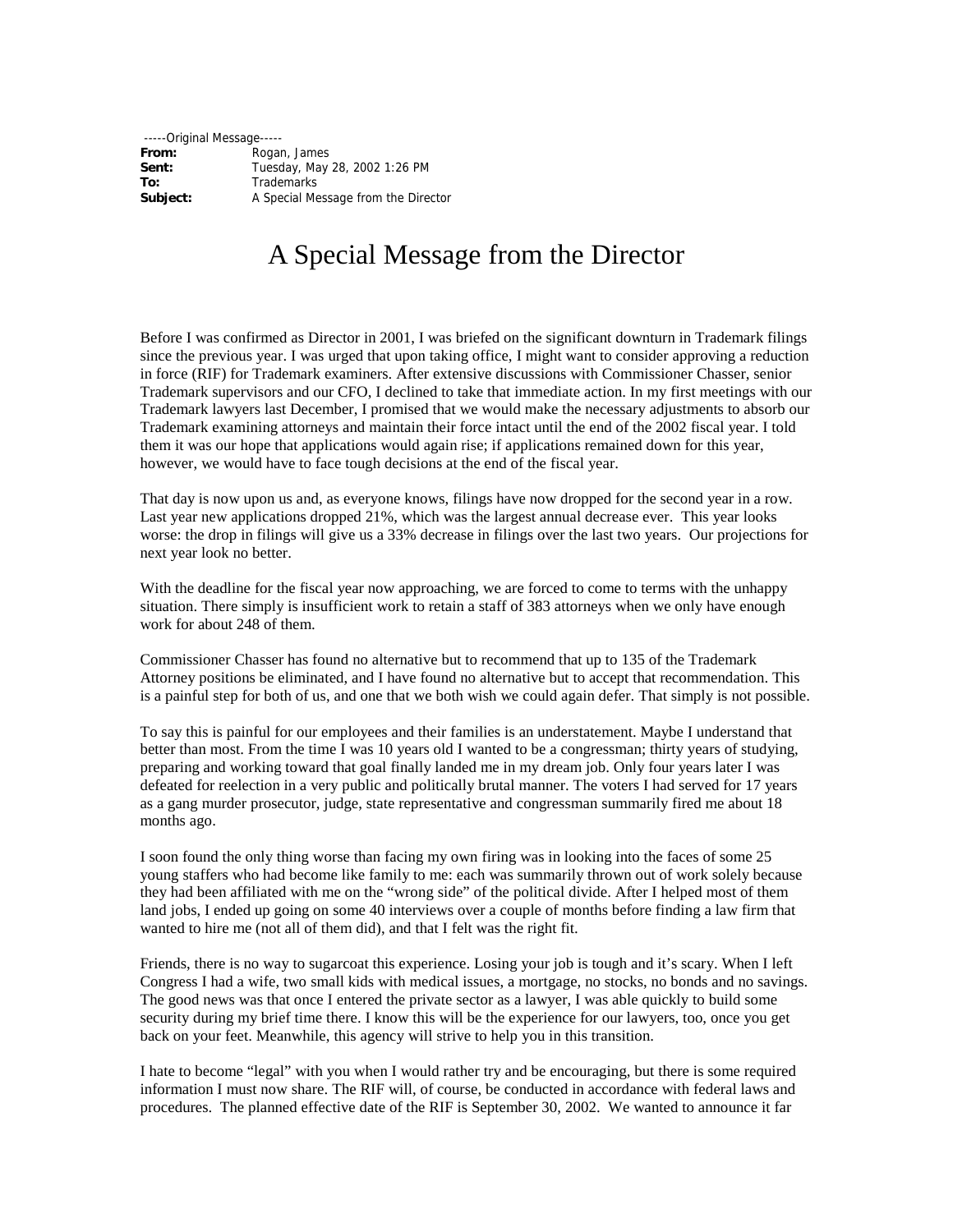-----Original Message-----

**From:** Rogan, James
**Sent:** Tuesday, May 28, 2002 1:26 PM
**To:** Trademarks
**Subject:** A Special Message from the Director

# A Special Message from the Director

Before I was confirmed as Director in 2001, I was briefed on the significant downturn in Trademark filings since the previous year. I was urged that upon taking office, I might want to consider approving a reduction in force (RIF) for Trademark examiners. After extensive discussions with Commissioner Chasser, senior Trademark supervisors and our CFO, I declined to take that immediate action. In my first meetings with our Trademark lawyers last December, I promised that we would make the necessary adjustments to absorb our Trademark examining attorneys and maintain their force intact until the end of the 2002 fiscal year. I told them it was our hope that applications would again rise; if applications remained down for this year, however, we would have to face tough decisions at the end of the fiscal year.

That day is now upon us and, as everyone knows, filings have now dropped for the second year in a row. Last year new applications dropped 21%, which was the largest annual decrease ever. This year looks worse: the drop in filings will give us a 33% decrease in filings over the last two years. Our projections for next year look no better.

With the deadline for the fiscal year now approaching, we are forced to come to terms with the unhappy situation. There simply is insufficient work to retain a staff of 383 attorneys when we only have enough work for about 248 of them.

Commissioner Chasser has found no alternative but to recommend that up to 135 of the Trademark Attorney positions be eliminated, and I have found no alternative but to accept that recommendation. This is a painful step for both of us, and one that we both wish we could again defer. That simply is not possible.

To say this is painful for our employees and their families is an understatement. Maybe I understand that better than most. From the time I was 10 years old I wanted to be a congressman; thirty years of studying, preparing and working toward that goal finally landed me in my dream job. Only four years later I was defeated for reelection in a very public and politically brutal manner. The voters I had served for 17 years as a gang murder prosecutor, judge, state representative and congressman summarily fired me about 18 months ago.

I soon found the only thing worse than facing my own firing was in looking into the faces of some 25 young staffers who had become like family to me: each was summarily thrown out of work solely because they had been affiliated with me on the "wrong side" of the political divide. After I helped most of them land jobs, I ended up going on some 40 interviews over a couple of months before finding a law firm that wanted to hire me (not all of them did), and that I felt was the right fit.

Friends, there is no way to sugarcoat this experience. Losing your job is tough and it's scary. When I left Congress I had a wife, two small kids with medical issues, a mortgage, no stocks, no bonds and no savings. The good news was that once I entered the private sector as a lawyer, I was able quickly to build some security during my brief time there. I know this will be the experience for our lawyers, too, once you get back on your feet. Meanwhile, this agency will strive to help you in this transition.

I hate to become "legal" with you when I would rather try and be encouraging, but there is some required information I must now share. The RIF will, of course, be conducted in accordance with federal laws and procedures. The planned effective date of the RIF is September 30, 2002. We wanted to announce it far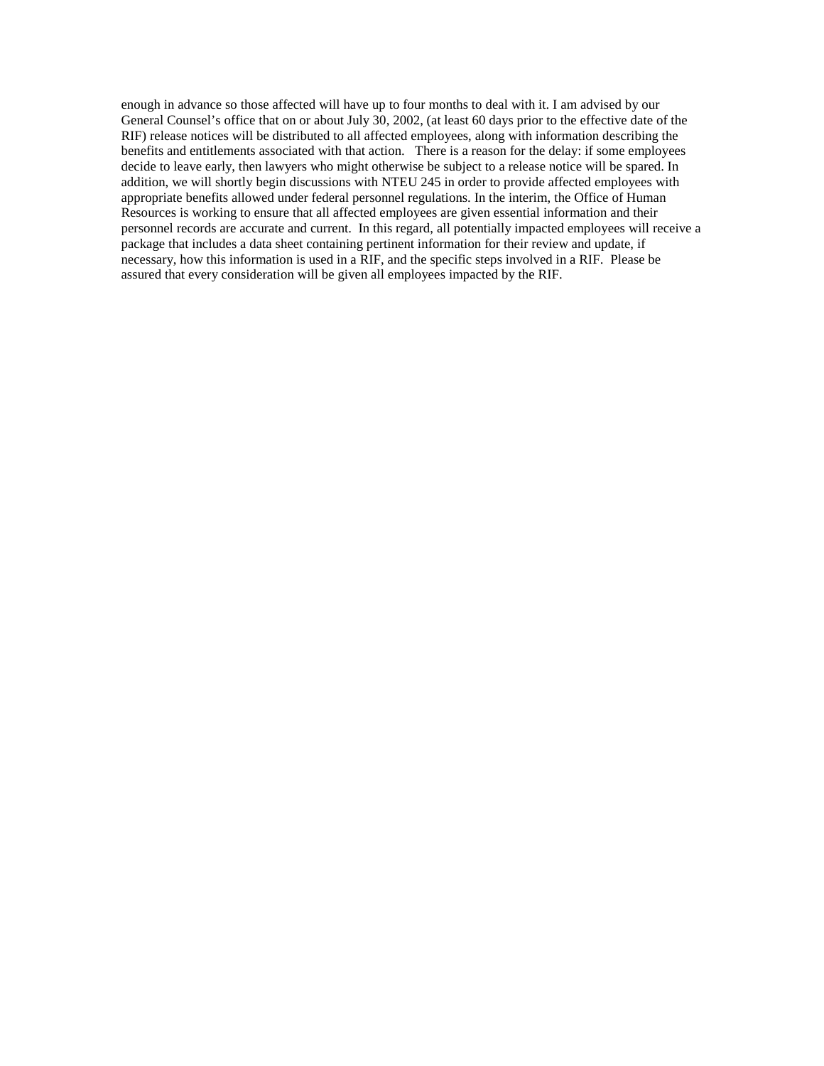enough in advance so those affected will have up to four months to deal with it. I am advised by our General Counsel's office that on or about July 30, 2002, (at least 60 days prior to the effective date of the RIF) release notices will be distributed to all affected employees, along with information describing the benefits and entitlements associated with that action. There is a reason for the delay: if some employees decide to leave early, then lawyers who might otherwise be subject to a release notice will be spared. In addition, we will shortly begin discussions with NTEU 245 in order to provide affected employees with appropriate benefits allowed under federal personnel regulations. In the interim, the Office of Human Resources is working to ensure that all affected employees are given essential information and their personnel records are accurate and current. In this regard, all potentially impacted employees will receive a package that includes a data sheet containing pertinent information for their review and update, if necessary, how this information is used in a RIF, and the specific steps involved in a RIF. Please be assured that every consideration will be given all employees impacted by the RIF.